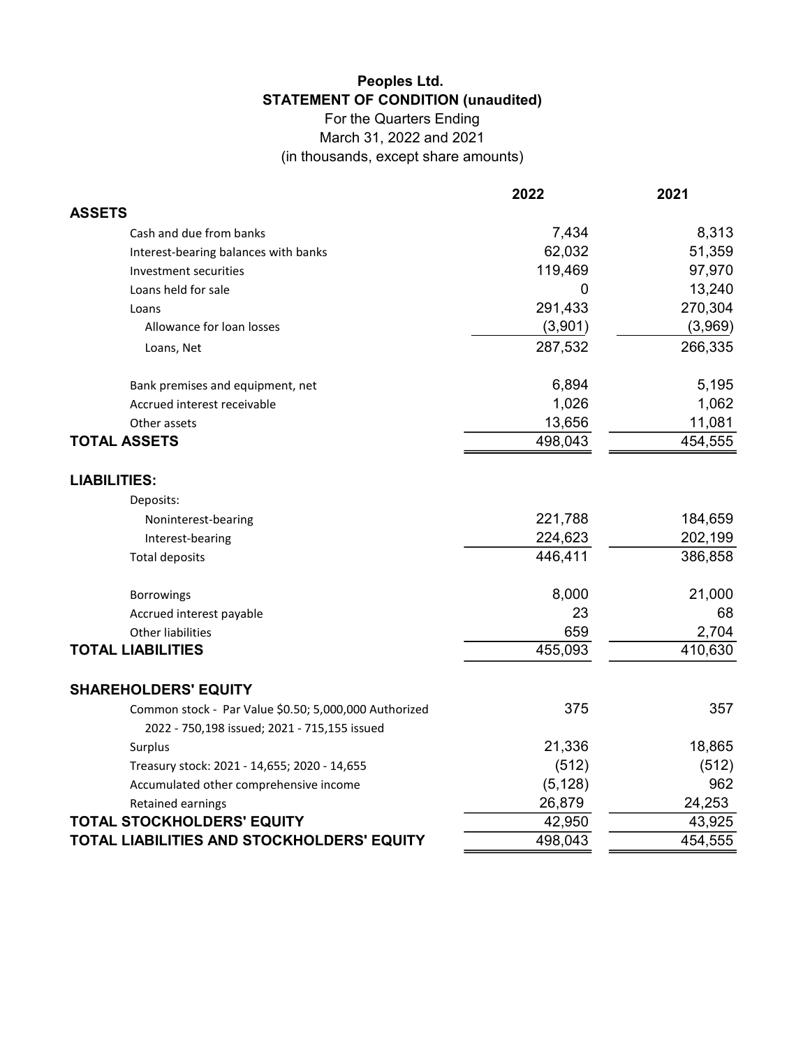# Peoples Ltd.

## STATEMENT OF CONDITION (unaudited)

For the Quarters Ending
March 31, 2022 and 2021
(in thousands, except share amounts)

| | 2022 | 2021 |
|---|---|---|
| **ASSETS** | | |
| Cash and due from banks | 7,434 | 8,313 |
| Interest-bearing balances with banks | 62,032 | 51,359 |
| Investment securities | 119,469 | 97,970 |
| Loans held for sale | 0 | 13,240 |
| Loans | 291,433 | 270,304 |
| Allowance for loan losses | (3,901) | (3,969) |
| Loans, Net | 287,532 | 266,335 |
| | | |
| Bank premises and equipment, net | 6,894 | 5,195 |
| Accrued interest receivable | 1,026 | 1,062 |
| Other assets | 13,656 | 11,081 |
| **TOTAL ASSETS** | 498,043 | 454,555 |
| | | |
| **LIABILITIES:** | | |
| Deposits: | | |
| Noninterest-bearing | 221,788 | 184,659 |
| Interest-bearing | 224,623 | 202,199 |
| Total deposits | 446,411 | 386,858 |
| | | |
| Borrowings | 8,000 | 21,000 |
| Accrued interest payable | 23 | 68 |
| Other liabilities | 659 | 2,704 |
| **TOTAL LIABILITIES** | 455,093 | 410,630 |
| | | |
| **SHAREHOLDERS' EQUITY** | | |
| Common stock - Par Value $0.50; 5,000,000 Authorized 2022 - 750,198 issued; 2021 - 715,155 issued | 375 | 357 |
| Surplus | 21,336 | 18,865 |
| Treasury stock: 2021 - 14,655; 2020 - 14,655 | (512) | (512) |
| Accumulated other comprehensive income | (5,128) | 962 |
| Retained earnings | 26,879 | 24,253 |
| **TOTAL STOCKHOLDERS' EQUITY** | 42,950 | 43,925 |
| **TOTAL LIABILITIES AND STOCKHOLDERS' EQUITY** | 498,043 | 454,555 |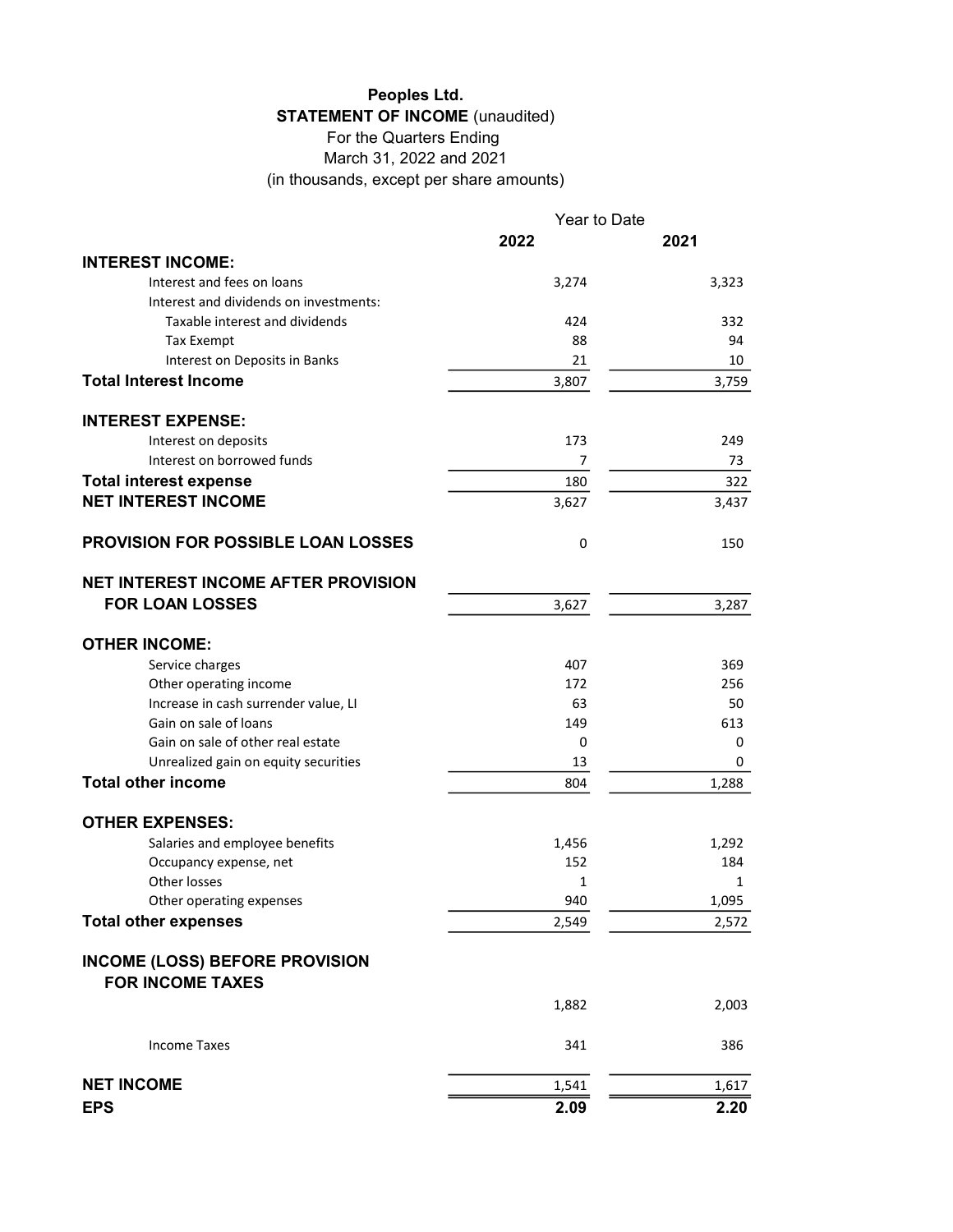**Peoples Ltd.**
**STATEMENT OF INCOME** (unaudited)
For the Quarters Ending
March 31, 2022 and 2021
(in thousands, except per share amounts)

| | Year to Date | |
|---|---|---|
| | **2022** | **2021** |
| **INTEREST INCOME:** | | |
| Interest and fees on loans | 3,274 | 3,323 |
| Interest and dividends on investments: | | |
| Taxable interest and dividends | 424 | 332 |
| Tax Exempt | 88 | 94 |
| Interest on Deposits in Banks | 21 | 10 |
| **Total Interest Income** | 3,807 | 3,759 |
| **INTEREST EXPENSE:** | | |
| Interest on deposits | 173 | 249 |
| Interest on borrowed funds | 7 | 73 |
| **Total interest expense** | 180 | 322 |
| **NET INTEREST INCOME** | 3,627 | 3,437 |
| **PROVISION FOR POSSIBLE LOAN LOSSES** | 0 | 150 |
| **NET INTEREST INCOME AFTER PROVISION FOR LOAN LOSSES** | 3,627 | 3,287 |
| **OTHER INCOME:** | | |
| Service charges | 407 | 369 |
| Other operating income | 172 | 256 |
| Increase in cash surrender value, LI | 63 | 50 |
| Gain on sale of loans | 149 | 613 |
| Gain on sale of other real estate | 0 | 0 |
| Unrealized gain on equity securities | 13 | 0 |
| **Total other income** | 804 | 1,288 |
| **OTHER EXPENSES:** | | |
| Salaries and employee benefits | 1,456 | 1,292 |
| Occupancy expense, net | 152 | 184 |
| Other losses | 1 | 1 |
| Other operating expenses | 940 | 1,095 |
| **Total other expenses** | 2,549 | 2,572 |
| **INCOME (LOSS) BEFORE PROVISION FOR INCOME TAXES** | 1,882 | 2,003 |
| Income Taxes | 341 | 386 |
| **NET INCOME** | 1,541 | 1,617 |
| **EPS** | **2.09** | **2.20** |